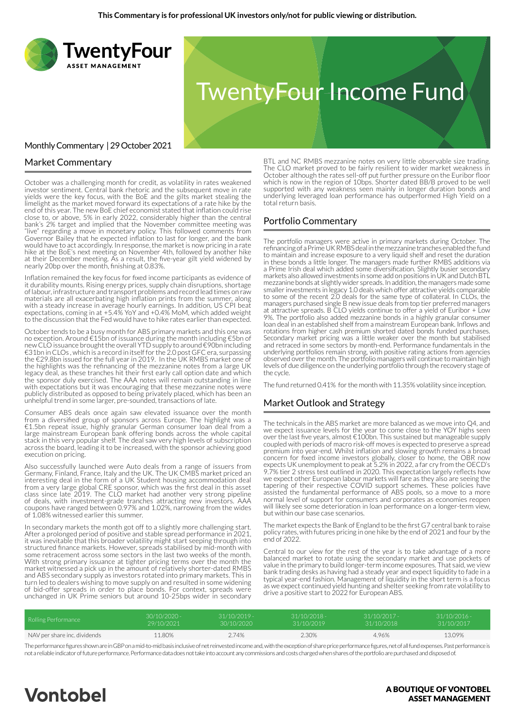This Commentary is for professional UK investors only/not for public viewing or distribution.

# TwentyFour Income Fund

Monthly Commentary | 29 October 2021

## Market Commentary

October was a challenging month for credit, as volatility in rates weakened investor sentiment. Central bank rhetoric and the subsequent move in rate yields were the key focus, with the BoE and the gilts market stealing the limelight as the market moved forward its expectations of a rate hike by the end of this year. The new BoE chief economist stated that inflation could rise close to, or above, 5% in early 2022, considerably higher than the central bank's 2% target and implied that the November committee meeting was "live" regarding a move in monetary policy. This followed comments from Governor Bailey that he expected inflation to last for longer, and the bank would have to act accordingly. In response, the market is now pricing in a rate hike at the BoE's next meeting on November 4th, followed by another hike at their December meeting. As a result, the five-year gilt yield widened by nearly 20bp over the month, finishing at 0.83%.

Inflation remained the key focus for fixed income participants as evidence of it durability mounts. Rising energy prices, supply chain disruptions, shortage of labour, infrastructure and transport problems and record lead times on raw materials are all exacerbating high inflation prints from the summer, along with a steady increase in average hourly earnings. In addition, US CPI beat expectations, coming in at +5.4% YoY and +0.4% MoM, which added weight to the discussion that the Fed would have to hike rates earlier than expected.

October tends to be a busy month for ABS primary markets and this one was no exception. Around €15bn of issuance during the month including €5bn of new CLO issuance brought the overall YTD supply to around €90bn including €31bn in CLOs , which is a record in itself for the 2.0 post GFC era, surpassing the €29.8bn issued for the full year in 2019. In the UK RMBS market one of the highlights was the refinancing of the mezzanine notes from a large UK legacy deal, as these tranches hit their first early call option date and which the sponsor duly exercised. The AAA notes will remain outstanding in line with expectations but it was encouraging that these mezzanine notes were publicly distributed as opposed to being privately placed, which has been an unhelpful trend in some larger, pre-sounded, transactions of late.

Consumer ABS deals once again saw elevated issuance over the month from a diversified group of sponsors across Europe. The highlight was a €1.5bn repeat issue, highly granular German consumer loan deal from a large mainstream European bank offering bonds across the whole capital stack in this very popular shelf. The deal saw very high levels of subscription across the board, leading it to be increased, with the sponsor achieving good execution on pricing.

Also successfully launched were Auto deals from a range of issuers from Germany, Finland, France, Italy and the UK. The UK CMBS market priced an interesting deal in the form of a UK Student housing accommodation deal from a very large global CRE sponsor, which was the first deal in this asset class since late 2019. The CLO market had another very strong pipeline of deals, with investment-grade tranches attracting new investors. AAA coupons have ranged between 0.97% and 1.02%, narrowing from the wides of 1.08% witnessed earlier this summer.

In secondary markets the month got off to a slightly more challenging start. After a prolonged period of positive and stable spread performance in 2021, it was inevitable that this broader volatility might start seeping through into structured finance markets. However, spreads stabilised by mid-month with some retracement across some sectors in the last two weeks of the month. With strong primary issuance at tighter pricing terms over the month the market witnessed a pick up in the amount of relatively shorter-dated RMBS and ABS secondary supply as investors rotated into primary markets. This in turn led to dealers wishing to move supply on and resulted in some widening of bid-offer spreads in order to place bonds. For context, spreads were unchanged in UK Prime seniors but around 10-25bps wider in secondary BTL and NC RMBS mezzanine notes on very little observable size trading. The CLO market proved to be fairly resilient to wider market weakness in October although the rates sell-off put further pressure on the Euribor floor which is now in the region of 10bps. Shorter dated BB/B proved to be well supported with any weakness seen mainly in longer duration bonds and underlying leveraged loan performance has outperformed High Yield on a total return basis.

## Portfolio Commentary

The portfolio managers were active in primary markets during October. The refinancing of a Prime UK RMBS deal in the mezzanine tranches enabled the fund to maintain and increase exposure to a very liquid shelf and reset the duration in these bonds a little longer. The managers made further RMBS additions via a Prime Irish deal which added some diversification. Slightly busier secondary markets also allowed investments in some add on positions in UK and Dutch BTL mezzanine bonds at slightly wider spreads. In addition, the managers made some smaller investments in legacy 1.0 deals which offer attractive yields comparable to some of the recent 2.0 deals for the same type of collateral. In CLOs, the managers purchased single B new issue deals from top tier preferred managers at attractive spreads. B CLO yields continue to offer a yield of Euribor + Low 9%. The portfolio also added mezzanine bonds in a highly granular consumer loan deal in an established shelf from a mainstream European bank. Inflows and rotations from higher cash premium shorted dated bonds funded purchases. Secondary market pricing was a little weaker over the month but stabilised and retraced in some sectors by month-end. Performance fundamentals in the underlying portfolios remain strong, with positive rating actions from agencies observed over the month. The portfolio managers will continue to maintain high levels of due diligence on the underlying portfolio through the recovery stage of the cycle.

The fund returned 0.41% for the month with 11.35% volatility since inception.

## Market Outlook and Strategy

The technicals in the ABS market are more balanced as we move into Q4, and we expect issuance levels for the year to come close to the YOY highs seen over the last five years, almost €100bn. This sustained but manageable supply coupled with periods of macro risk-off moves is expected to preserve a spread premium into year-end. Whilst inflation and slowing growth remains a broad concern for fixed income investors globally, closer to home, the OBR now expects UK unemployment to peak at 5.2% in 2022, a far cry from the OECD's 9.7% tier 2 stress test outlined in 2020. This expectation largely reflects how we expect other European labour markets will fare as they also are seeing the tapering of their respective COVID support schemes. These policies have assisted the fundamental performance of ABS pools, so a move to a more normal level of support for consumers and corporates as economies reopen will likely see some deterioration in loan performance on a longer-term view, but within our base case scenarios.

The market expects the Bank of England to be the first G7 central bank to raise policy rates, with futures pricing in one hike by the end of 2021 and four by the end of 2022.

Central to our view for the rest of the year is to take advantage of a more balanced market to rotate using the secondary market and use pockets of value in the primary to build longer-term income exposures. That said, we view bank trading desks as having had a steady year and expect liquidity to fade in a typical year-end fashion. Management of liquidity in the short term is a focus as we expect continued yield hunting and shelter seeking from rate volatility to drive a positive start to 2022 for European ABS.

| Rolling Performance | 30/10/2020 - 29/10/2021 | 31/10/2019 - 30/10/2020 | 31/10/2018 - 31/10/2019 | 31/10/2017 - 31/10/2018 | 31/10/2016 - 31/10/2017 |
|---|---|---|---|---|---|
| NAV per share inc. dividends | 11.80% | 2.74% | 2.30% | 4.96% | 13.09% |

The performance figures shown are in GBP on a mid-to-mid basis inclusive of net reinvested income and, with the exception of share price performance figures, net of all fund expenses. Past performance is not a reliable indicator of future performance. Performance data does not take into account any commissions and costs charged when shares of the portfolio are purchased and disposed of.

Vontobel

A BOUTIQUE OF VONTOBEL ASSET MANAGEMENT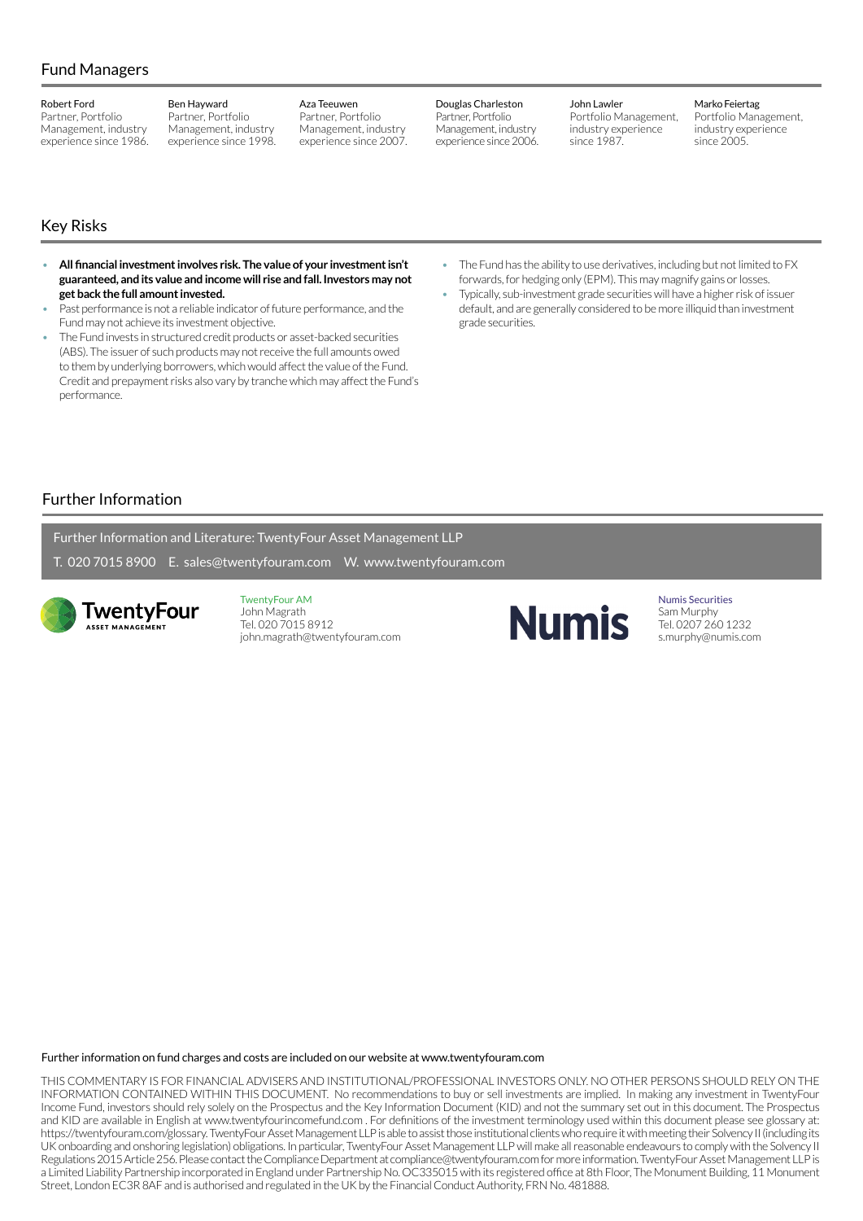## Fund Managers

**Robert Ford**
Partner, Portfolio Management, industry experience since 1986.

**Ben Hayward**
Partner, Portfolio Management, industry experience since 1998.

**Aza Teeuwen**
Partner, Portfolio Management, industry experience since 2007.

**Douglas Charleston**
Partner, Portfolio Management, industry experience since 2006.

**John Lawler**
Portfolio Management, industry experience since 1987.

**Marko Feiertag**
Portfolio Management, industry experience since 2005.

## Key Risks

- **All financial investment involves risk. The value of your investment isn't guaranteed, and its value and income will rise and fall. Investors may not get back the full amount invested.**
- Past performance is not a reliable indicator of future performance, and the Fund may not achieve its investment objective.
- The Fund invests in structured credit products or asset-backed securities (ABS). The issuer of such products may not receive the full amounts owed to them by underlying borrowers, which would affect the value of the Fund. Credit and prepayment risks also vary by tranche which may affect the Fund's performance.
- The Fund has the ability to use derivatives, including but not limited to FX forwards, for hedging only (EPM). This may magnify gains or losses.
- Typically, sub-investment grade securities will have a higher risk of issuer default, and are generally considered to be more illiquid than investment grade securities.

## Further Information

Further Information and Literature: TwentyFour Asset Management LLP

T. 020 7015 8900 E. sales@twentyfouram.com W. www.twentyfouram.com

TwentyFour ASSET MANAGEMENT

TwentyFour AM
John Magrath
Tel. 020 7015 8912
john.magrath@twentyfouram.com

Numis

Numis Securities
Sam Murphy
Tel. 0207 260 1232
s.murphy@numis.com

Further information on fund charges and costs are included on our website at www.twentyfouram.com

THIS COMMENTARY IS FOR FINANCIAL ADVISERS AND INSTITUTIONAL/PROFESSIONAL INVESTORS ONLY. NO OTHER PERSONS SHOULD RELY ON THE INFORMATION CONTAINED WITHIN THIS DOCUMENT. No recommendations to buy or sell investments are implied. In making any investment in TwentyFour Income Fund, investors should rely solely on the Prospectus and the Key Information Document (KID) and not the summary set out in this document. The Prospectus and KID are available in English at www.twentyfourincomefund.com . For definitions of the investment terminology used within this document please see glossary at: https://twentyfouram.com/glossary. TwentyFour Asset Management LLP is able to assist those institutional clients who require it with meeting their Solvency II (including its UK onboarding and onshoring legislation) obligations. In particular, TwentyFour Asset Management LLP will make all reasonable endeavours to comply with the Solvency II Regulations 2015 Article 256. Please contact the Compliance Department at compliance@twentyfouram.com for more information. TwentyFour Asset Management LLP is a Limited Liability Partnership incorporated in England under Partnership No. OC335015 with its registered office at 8th Floor, The Monument Building, 11 Monument Street, London EC3R 8AF and is authorised and regulated in the UK by the Financial Conduct Authority, FRN No. 481888.